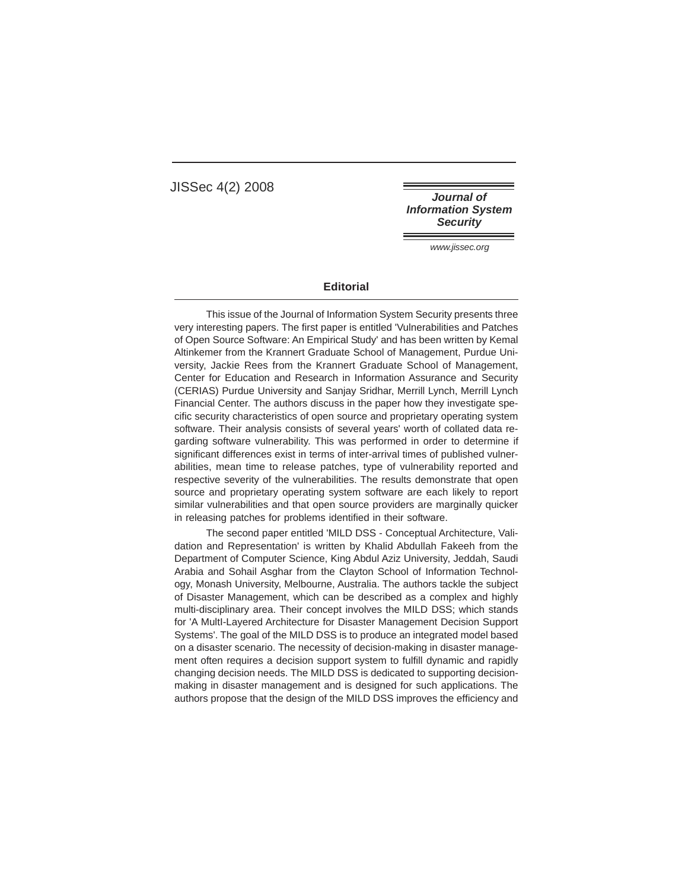JISSec 4(2) 2008

***Journal of Information System Security***

*www.jissec.org*

## Editorial

This issue of the Journal of Information System Security presents three very interesting papers. The first paper is entitled 'Vulnerabilities and Patches of Open Source Software: An Empirical Study' and has been written by Kemal Altinkemer from the Krannert Graduate School of Management, Purdue University, Jackie Rees from the Krannert Graduate School of Management, Center for Education and Research in Information Assurance and Security (CERIAS) Purdue University and Sanjay Sridhar, Merrill Lynch, Merrill Lynch Financial Center. The authors discuss in the paper how they investigate specific security characteristics of open source and proprietary operating system software. Their analysis consists of several years' worth of collated data regarding software vulnerability. This was performed in order to determine if significant differences exist in terms of inter-arrival times of published vulnerabilities, mean time to release patches, type of vulnerability reported and respective severity of the vulnerabilities. The results demonstrate that open source and proprietary operating system software are each likely to report similar vulnerabilities and that open source providers are marginally quicker in releasing patches for problems identified in their software.

The second paper entitled 'MILD DSS - Conceptual Architecture, Validation and Representation' is written by Khalid Abdullah Fakeeh from the Department of Computer Science, King Abdul Aziz University, Jeddah, Saudi Arabia and Sohail Asghar from the Clayton School of Information Technology, Monash University, Melbourne, Australia. The authors tackle the subject of Disaster Management, which can be described as a complex and highly multi-disciplinary area. Their concept involves the MILD DSS; which stands for 'A MultI-Layered Architecture for Disaster Management Decision Support Systems'. The goal of the MILD DSS is to produce an integrated model based on a disaster scenario. The necessity of decision-making in disaster management often requires a decision support system to fulfill dynamic and rapidly changing decision needs. The MILD DSS is dedicated to supporting decision-making in disaster management and is designed for such applications. The authors propose that the design of the MILD DSS improves the efficiency and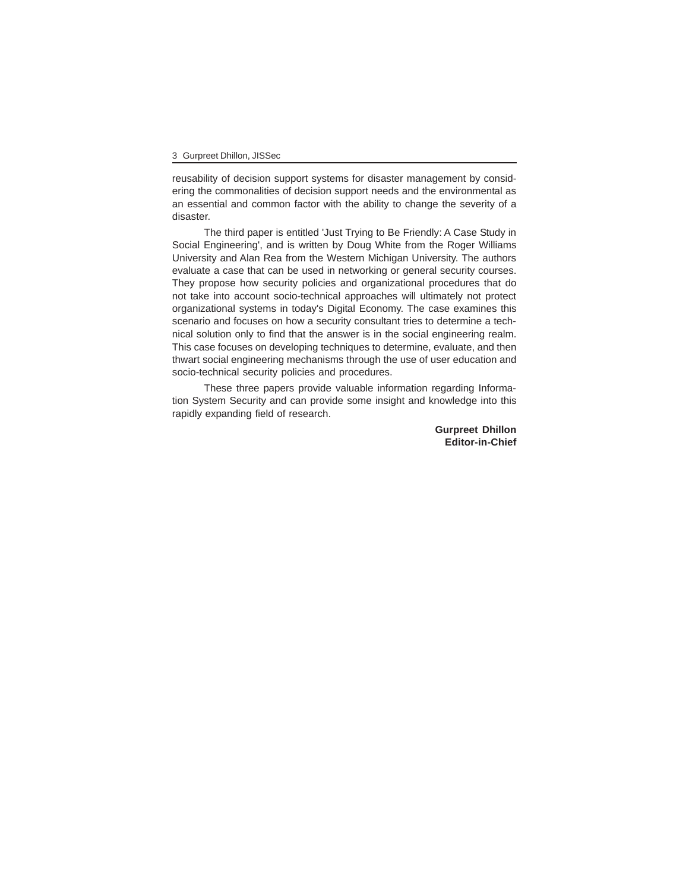reusability of decision support systems for disaster management by considering the commonalities of decision support needs and the environmental as an essential and common factor with the ability to change the severity of a disaster.

The third paper is entitled 'Just Trying to Be Friendly: A Case Study in Social Engineering', and is written by Doug White from the Roger Williams University and Alan Rea from the Western Michigan University. The authors evaluate a case that can be used in networking or general security courses. They propose how security policies and organizational procedures that do not take into account socio-technical approaches will ultimately not protect organizational systems in today's Digital Economy. The case examines this scenario and focuses on how a security consultant tries to determine a technical solution only to find that the answer is in the social engineering realm. This case focuses on developing techniques to determine, evaluate, and then thwart social engineering mechanisms through the use of user education and socio-technical security policies and procedures.

These three papers provide valuable information regarding Information System Security and can provide some insight and knowledge into this rapidly expanding field of research.

**Gurpreet Dhillon**
**Editor-in-Chief**